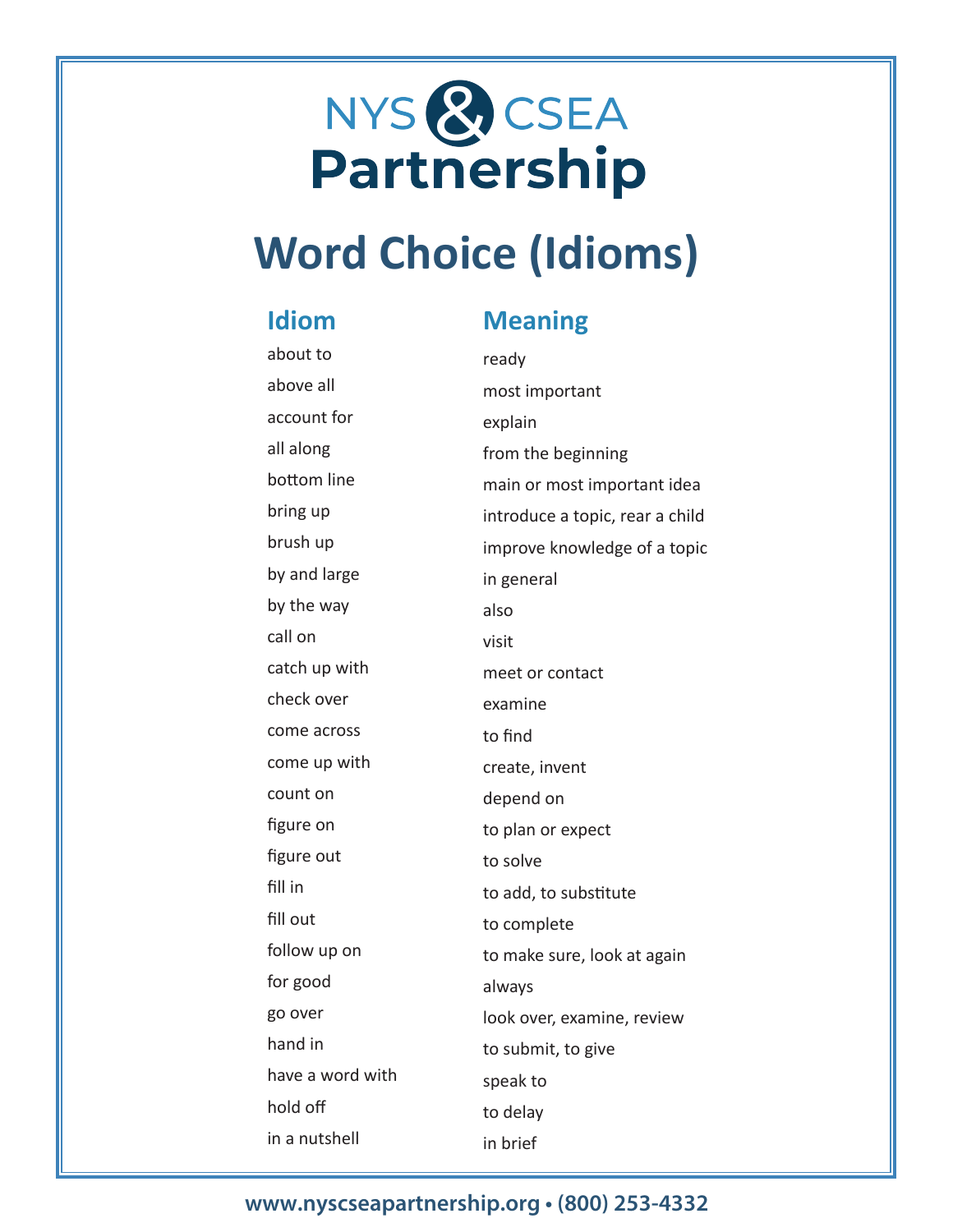# NYS & CSEA Partnership

## Word Choice (Idioms)

| Idiom | Meaning |
|---|---|
| about to | ready |
| above all | most important |
| account for | explain |
| all along | from the beginning |
| bottom line | main or most important idea |
| bring up | introduce a topic, rear a child |
| brush up | improve knowledge of a topic |
| by and large | in general |
| by the way | also |
| call on | visit |
| catch up with | meet or contact |
| check over | examine |
| come across | to find |
| come up with | create, invent |
| count on | depend on |
| figure on | to plan or expect |
| figure out | to solve |
| fill in | to add, to substitute |
| fill out | to complete |
| follow up on | to make sure, look at again |
| for good | always |
| go over | look over, examine, review |
| hand in | to submit, to give |
| have a word with | speak to |
| hold off | to delay |
| in a nutshell | in brief |

www.nyscseapartnership.org • (800) 253-4332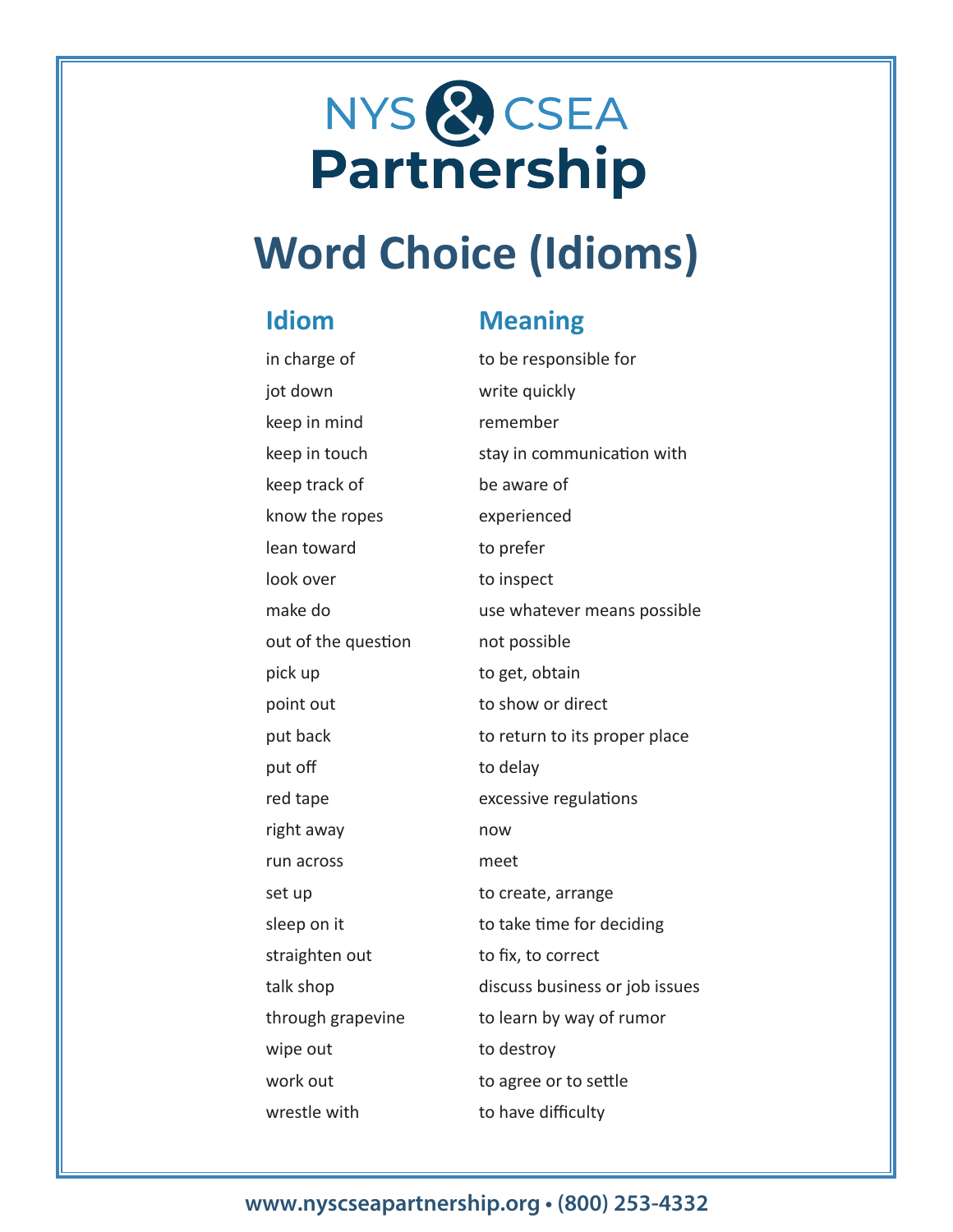NYS & CSEA
**Partnership**

# Word Choice (Idioms)

| Idiom | Meaning |
|---|---|
| in charge of | to be responsible for |
| jot down | write quickly |
| keep in mind | remember |
| keep in touch | stay in communication with |
| keep track of | be aware of |
| know the ropes | experienced |
| lean toward | to prefer |
| look over | to inspect |
| make do | use whatever means possible |
| out of the question | not possible |
| pick up | to get, obtain |
| point out | to show or direct |
| put back | to return to its proper place |
| put off | to delay |
| red tape | excessive regulations |
| right away | now |
| run across | meet |
| set up | to create, arrange |
| sleep on it | to take time for deciding |
| straighten out | to fix, to correct |
| talk shop | discuss business or job issues |
| through grapevine | to learn by way of rumor |
| wipe out | to destroy |
| work out | to agree or to settle |
| wrestle with | to have difficulty |

**www.nyscseapartnership.org • (800) 253-4332**